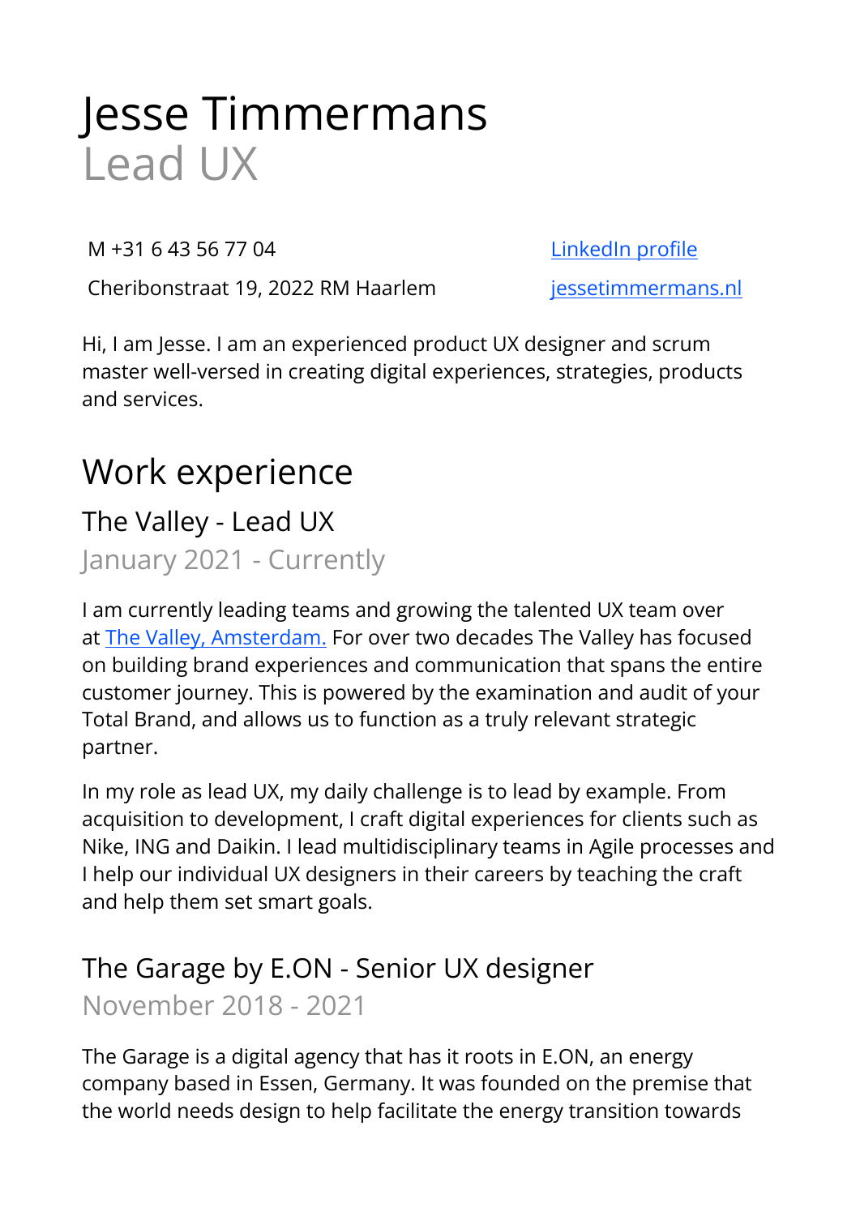# Jesse Timmermans

Lead UX

M +31 6 43 56 77 04

Cheribonstraat 19, 2022 RM Haarlem

[LinkedIn profile]

[jessetimmermans.nl]

Hi, I am Jesse. I am an experienced product UX designer and scrum master well-versed in creating digital experiences, strategies, products and services.

## Work experience

### The Valley - Lead UX

January 2021 - Currently

I am currently leading teams and growing the talented UX team over at [The Valley, Amsterdam.] For over two decades The Valley has focused on building brand experiences and communication that spans the entire customer journey. This is powered by the examination and audit of your Total Brand, and allows us to function as a truly relevant strategic partner.

In my role as lead UX, my daily challenge is to lead by example. From acquisition to development, I craft digital experiences for clients such as Nike, ING and Daikin. I lead multidisciplinary teams in Agile processes and I help our individual UX designers in their careers by teaching the craft and help them set smart goals.

### The Garage by E.ON - Senior UX designer

November 2018 - 2021

The Garage is a digital agency that has it roots in E.ON, an energy company based in Essen, Germany. It was founded on the premise that the world needs design to help facilitate the energy transition towards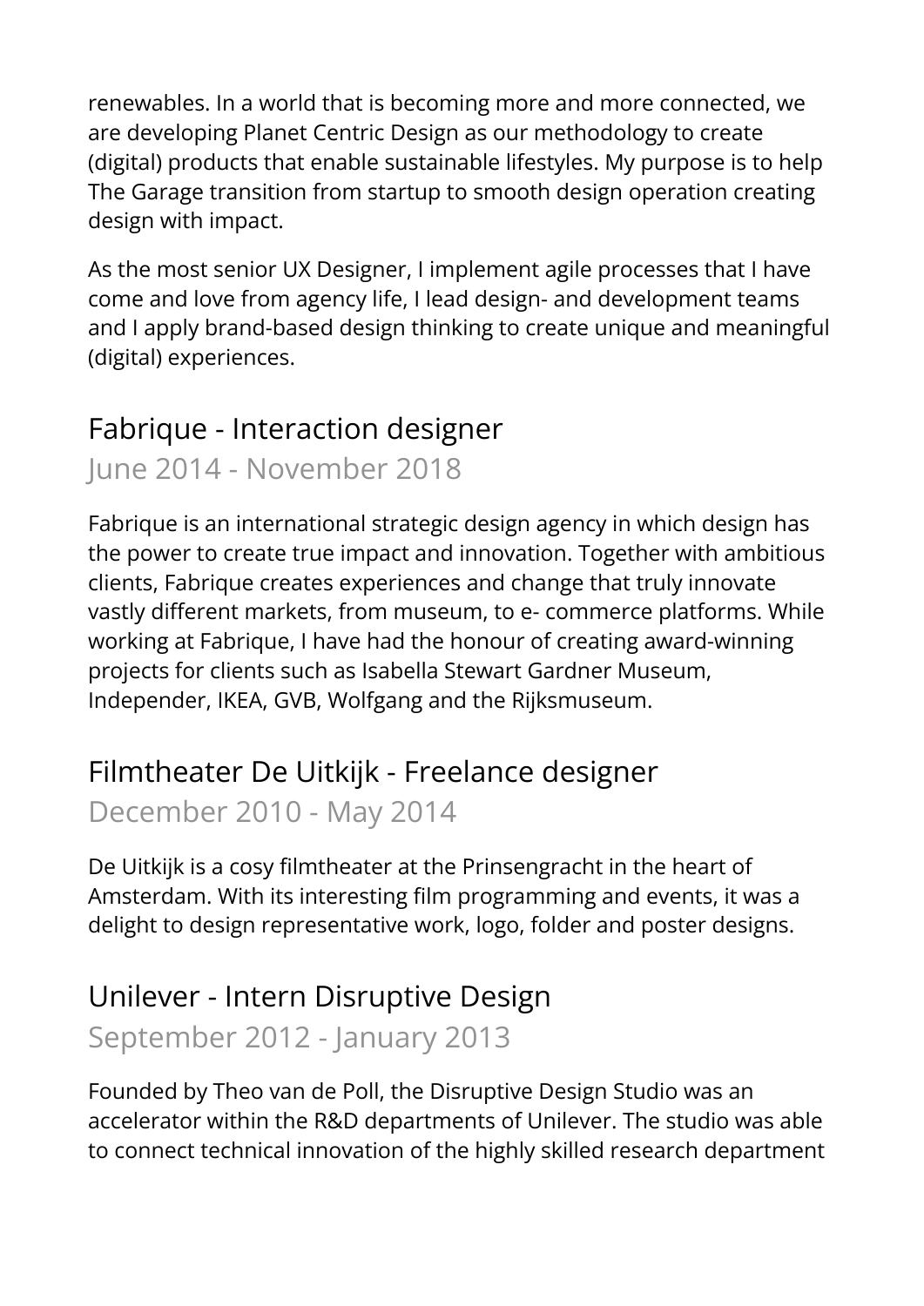renewables. In a world that is becoming more and more connected, we are developing Planet Centric Design as our methodology to create (digital) products that enable sustainable lifestyles. My purpose is to help The Garage transition from startup to smooth design operation creating design with impact.

As the most senior UX Designer, I implement agile processes that I have come and love from agency life, I lead design- and development teams and I apply brand-based design thinking to create unique and meaningful (digital) experiences.

## Fabrique - Interaction designer

June 2014 - November 2018

Fabrique is an international strategic design agency in which design has the power to create true impact and innovation. Together with ambitious clients, Fabrique creates experiences and change that truly innovate vastly different markets, from museum, to e- commerce platforms. While working at Fabrique, I have had the honour of creating award-winning projects for clients such as Isabella Stewart Gardner Museum, Independer, IKEA, GVB, Wolfgang and the Rijksmuseum.

## Filmtheater De Uitkijk - Freelance designer

December 2010 - May 2014

De Uitkijk is a cosy filmtheater at the Prinsengracht in the heart of Amsterdam. With its interesting film programming and events, it was a delight to design representative work, logo, folder and poster designs.

## Unilever - Intern Disruptive Design

September 2012 - January 2013

Founded by Theo van de Poll, the Disruptive Design Studio was an accelerator within the R&D departments of Unilever. The studio was able to connect technical innovation of the highly skilled research department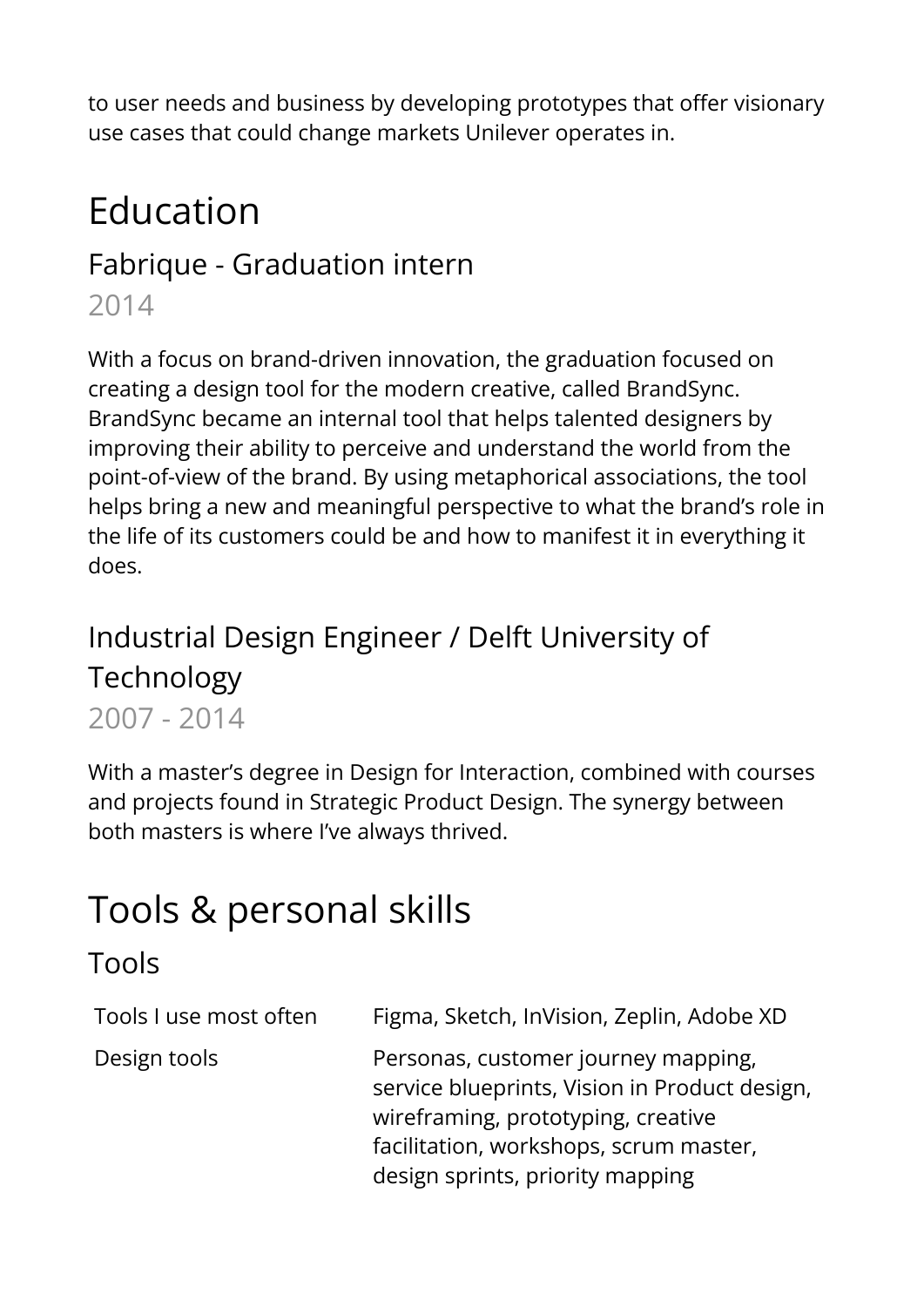to user needs and business by developing prototypes that offer visionary use cases that could change markets Unilever operates in.

# Education

## Fabrique - Graduation intern

2014

With a focus on brand-driven innovation, the graduation focused on creating a design tool for the modern creative, called BrandSync. BrandSync became an internal tool that helps talented designers by improving their ability to perceive and understand the world from the point-of-view of the brand. By using metaphorical associations, the tool helps bring a new and meaningful perspective to what the brand's role in the life of its customers could be and how to manifest it in everything it does.

## Industrial Design Engineer / Delft University of Technology

2007 - 2014

With a master's degree in Design for Interaction, combined with courses and projects found in Strategic Product Design. The synergy between both masters is where I've always thrived.

# Tools & personal skills

## Tools

| | |
|---|---|
| Tools I use most often | Figma, Sketch, InVision, Zeplin, Adobe XD |
| Design tools | Personas, customer journey mapping, service blueprints, Vision in Product design, wireframing, prototyping, creative facilitation, workshops, scrum master, design sprints, priority mapping |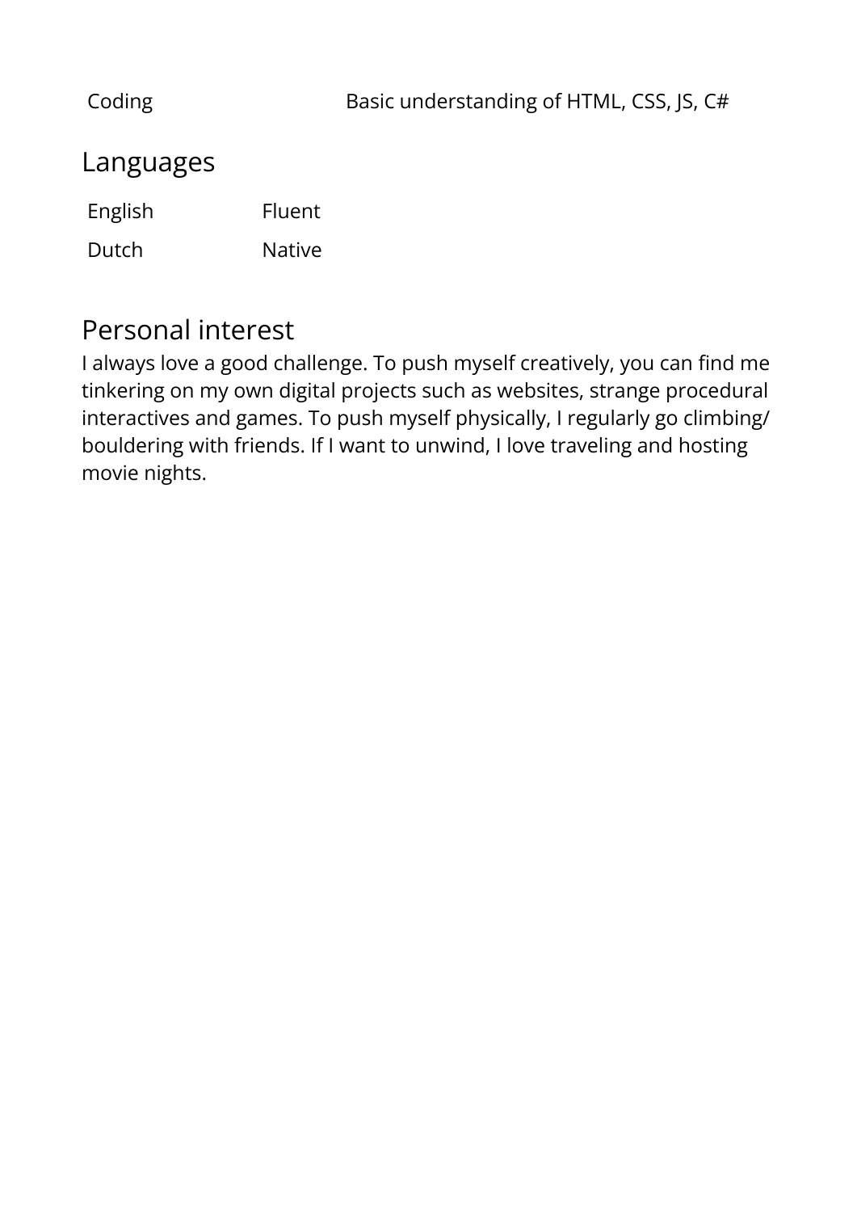| | |
|---|---|
| Coding | Basic understanding of HTML, CSS, JS, C# |

## Languages

| | |
|---|---|
| English | Fluent |
| Dutch | Native |

## Personal interest

I always love a good challenge. To push myself creatively, you can find me tinkering on my own digital projects such as websites, strange procedural interactives and games. To push myself physically, I regularly go climbing/ bouldering with friends. If I want to unwind, I love traveling and hosting movie nights.